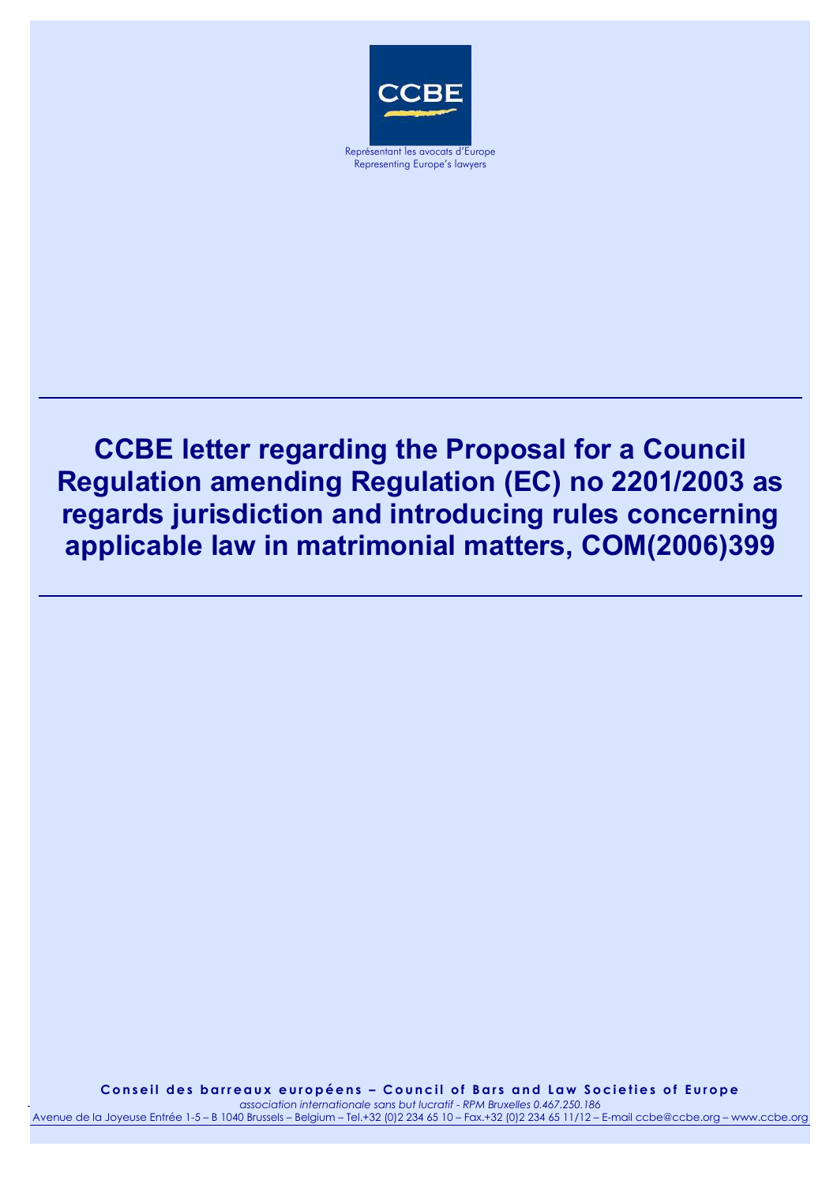CCBE

Représentant les avocats d'Europe
Representing Europe's lawyers

# CCBE letter regarding the Proposal for a Council Regulation amending Regulation (EC) no 2201/2003 as regards jurisdiction and introducing rules concerning applicable law in matrimonial matters, COM(2006)399

**Conseil des barreaux européens – Council of Bars and Law Societies of Europe**

*association internationale sans but lucratif - RPM Bruxelles 0.467.250.186*

Avenue de la Joyeuse Entrée 1-5 – B 1040 Brussels – Belgium – Tel.+32 (0)2 234 65 10 – Fax.+32 (0)2 234 65 11/12 – E-mail ccbe@ccbe.org – www.ccbe.org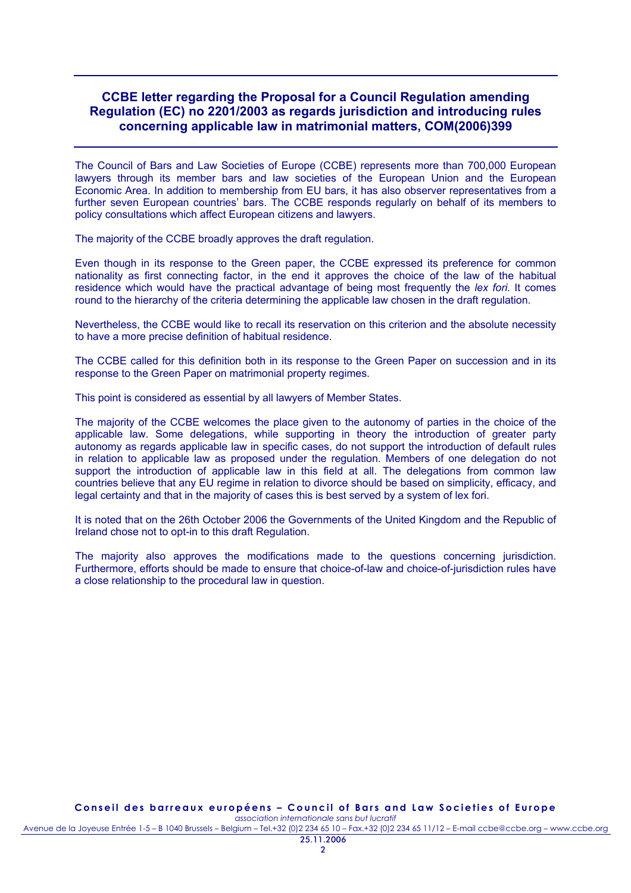## CCBE letter regarding the Proposal for a Council Regulation amending Regulation (EC) no 2201/2003 as regards jurisdiction and introducing rules concerning applicable law in matrimonial matters, COM(2006)399

The Council of Bars and Law Societies of Europe (CCBE) represents more than 700,000 European lawyers through its member bars and law societies of the European Union and the European Economic Area. In addition to membership from EU bars, it has also observer representatives from a further seven European countries' bars. The CCBE responds regularly on behalf of its members to policy consultations which affect European citizens and lawyers.

The majority of the CCBE broadly approves the draft regulation.

Even though in its response to the Green paper, the CCBE expressed its preference for common nationality as first connecting factor, in the end it approves the choice of the law of the habitual residence which would have the practical advantage of being most frequently the *lex fori*. It comes round to the hierarchy of the criteria determining the applicable law chosen in the draft regulation.

Nevertheless, the CCBE would like to recall its reservation on this criterion and the absolute necessity to have a more precise definition of habitual residence.

The CCBE called for this definition both in its response to the Green Paper on succession and in its response to the Green Paper on matrimonial property regimes.

This point is considered as essential by all lawyers of Member States.

The majority of the CCBE welcomes the place given to the autonomy of parties in the choice of the applicable law. Some delegations, while supporting in theory the introduction of greater party autonomy as regards applicable law in specific cases, do not support the introduction of default rules in relation to applicable law as proposed under the regulation. Members of one delegation do not support the introduction of applicable law in this field at all. The delegations from common law countries believe that any EU regime in relation to divorce should be based on simplicity, efficacy, and legal certainty and that in the majority of cases this is best served by a system of lex fori.

It is noted that on the 26th October 2006 the Governments of the United Kingdom and the Republic of Ireland chose not to opt-in to this draft Regulation.

The majority also approves the modifications made to the questions concerning jurisdiction. Furthermore, efforts should be made to ensure that choice-of-law and choice-of-jurisdiction rules have a close relationship to the procedural law in question.